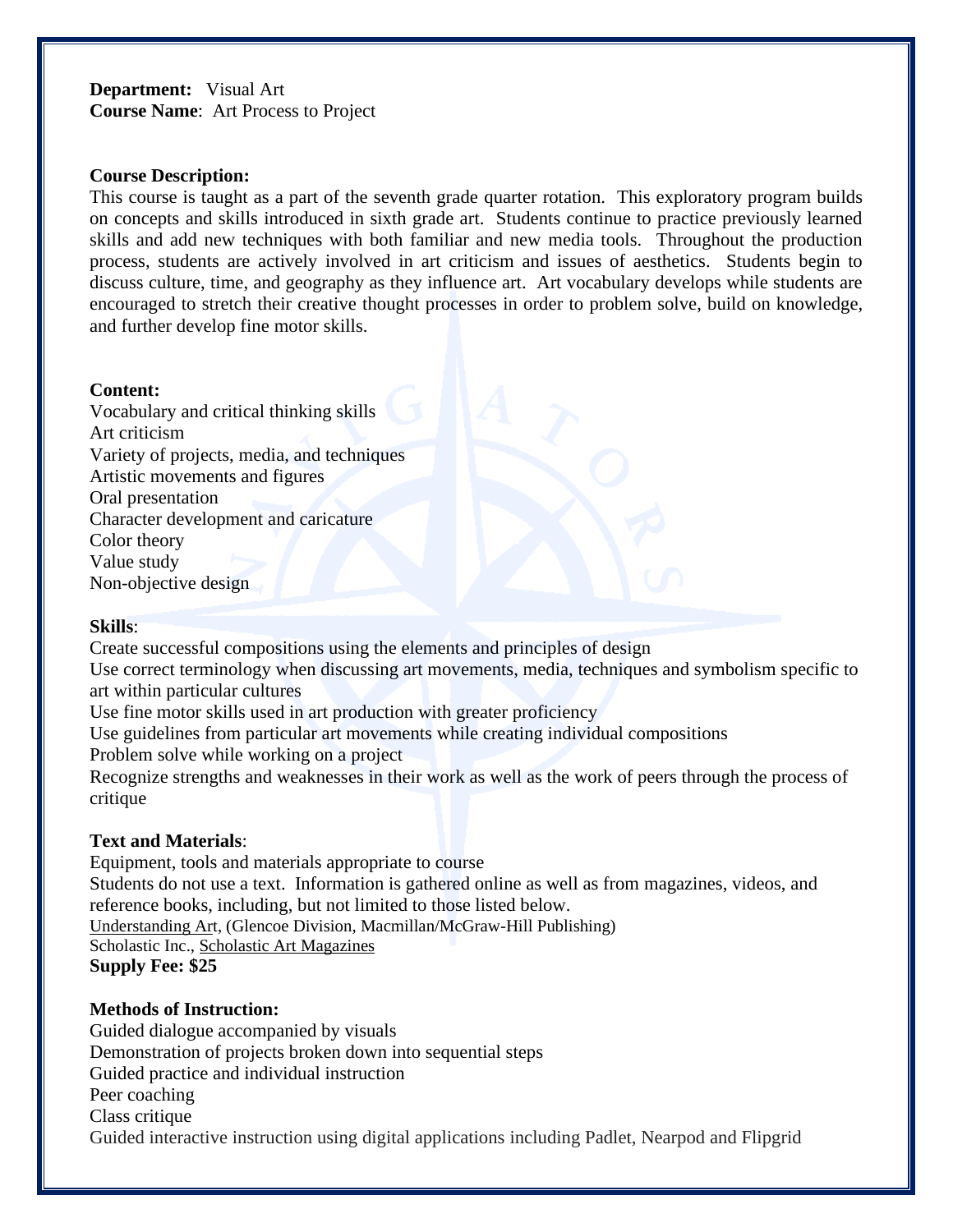**Department:** Visual Art
**Course Name**: Art Process to Project

**Course Description:**

This course is taught as a part of the seventh grade quarter rotation. This exploratory program builds on concepts and skills introduced in sixth grade art. Students continue to practice previously learned skills and add new techniques with both familiar and new media tools. Throughout the production process, students are actively involved in art criticism and issues of aesthetics. Students begin to discuss culture, time, and geography as they influence art. Art vocabulary develops while students are encouraged to stretch their creative thought processes in order to problem solve, build on knowledge, and further develop fine motor skills.

**Content:**

Vocabulary and critical thinking skills
Art criticism
Variety of projects, media, and techniques
Artistic movements and figures
Oral presentation
Character development and caricature
Color theory
Value study
Non-objective design

**Skills**:

Create successful compositions using the elements and principles of design
Use correct terminology when discussing art movements, media, techniques and symbolism specific to art within particular cultures
Use fine motor skills used in art production with greater proficiency
Use guidelines from particular art movements while creating individual compositions
Problem solve while working on a project
Recognize strengths and weaknesses in their work as well as the work of peers through the process of critique

**Text and Materials**:

Equipment, tools and materials appropriate to course
Students do not use a text. Information is gathered online as well as from magazines, videos, and reference books, including, but not limited to those listed below.
Understanding Art, (Glencoe Division, Macmillan/McGraw-Hill Publishing)
Scholastic Inc., Scholastic Art Magazines
**Supply Fee: $25**

**Methods of Instruction:**

Guided dialogue accompanied by visuals
Demonstration of projects broken down into sequential steps
Guided practice and individual instruction
Peer coaching
Class critique
Guided interactive instruction using digital applications including Padlet, Nearpod and Flipgrid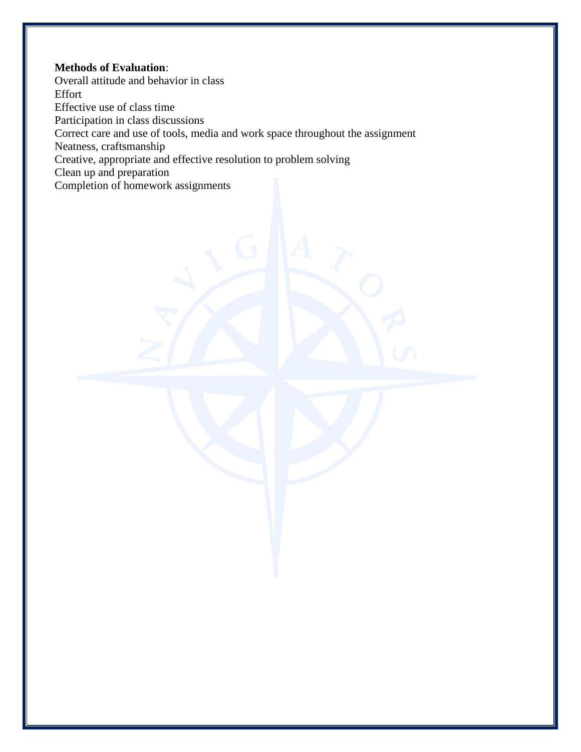**Methods of Evaluation**:

Overall attitude and behavior in class
Effort
Effective use of class time
Participation in class discussions
Correct care and use of tools, media and work space throughout the assignment
Neatness, craftsmanship
Creative, appropriate and effective resolution to problem solving
Clean up and preparation
Completion of homework assignments